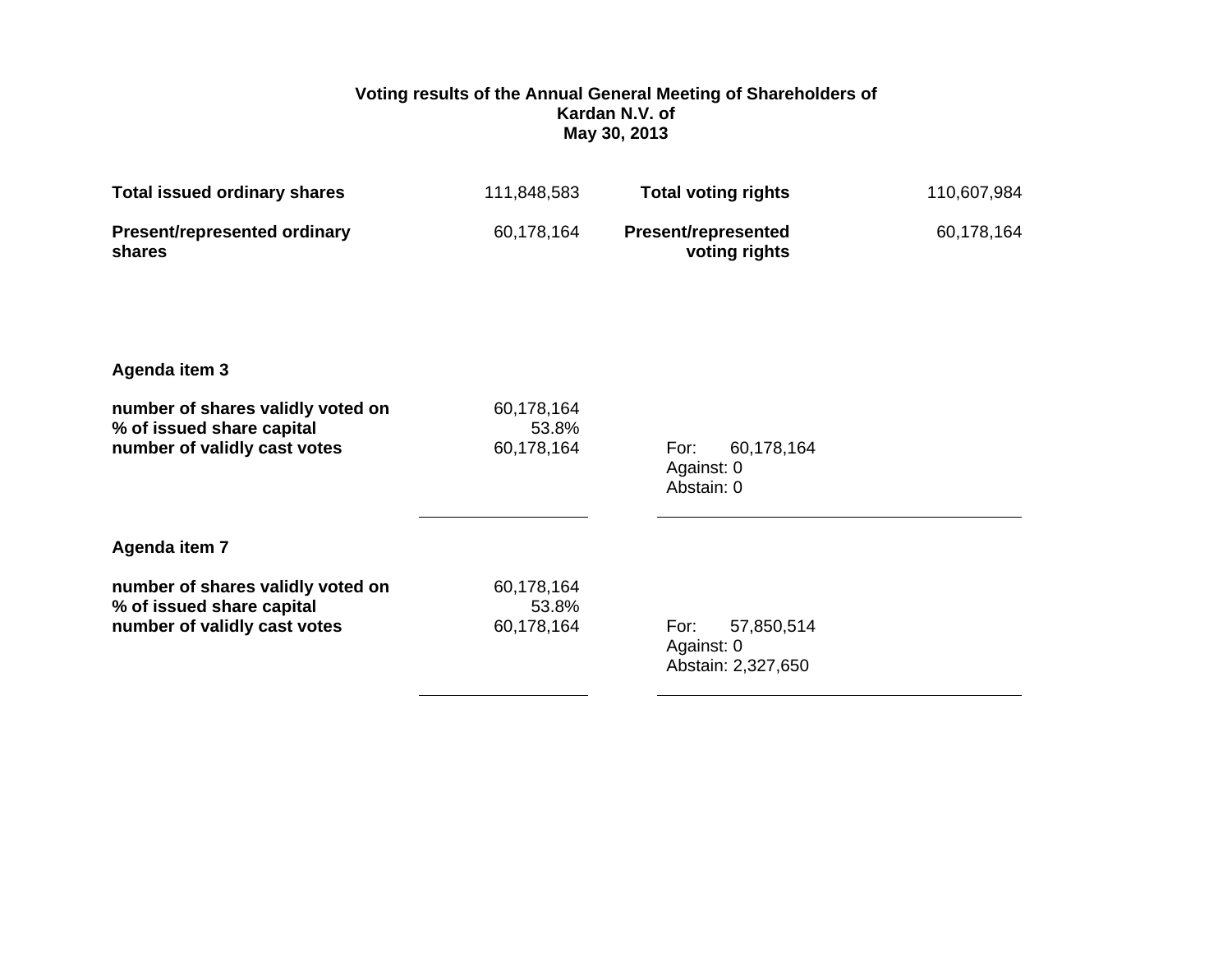# Voting results of the Annual General Meeting of Shareholders of Kardan N.V. of May 30, 2013

| | | | |
|---|---|---|---|
| **Total issued ordinary shares** | 111,848,583 | **Total voting rights** | 110,607,984 |
| **Present/represented ordinary shares** | 60,178,164 | **Present/represented voting rights** | 60,178,164 |

**Agenda item 3**

| | | |
|---|---|---|
| **number of shares validly voted on** | 60,178,164 | |
| **% of issued share capital** | 53.8% | |
| **number of validly cast votes** | 60,178,164 | For: 60,178,164<br>Against: 0<br>Abstain: 0 |

**Agenda item 7**

| | | |
|---|---|---|
| **number of shares validly voted on** | 60,178,164 | |
| **% of issued share capital** | 53.8% | |
| **number of validly cast votes** | 60,178,164 | For: 57,850,514<br>Against: 0<br>Abstain: 2,327,650 |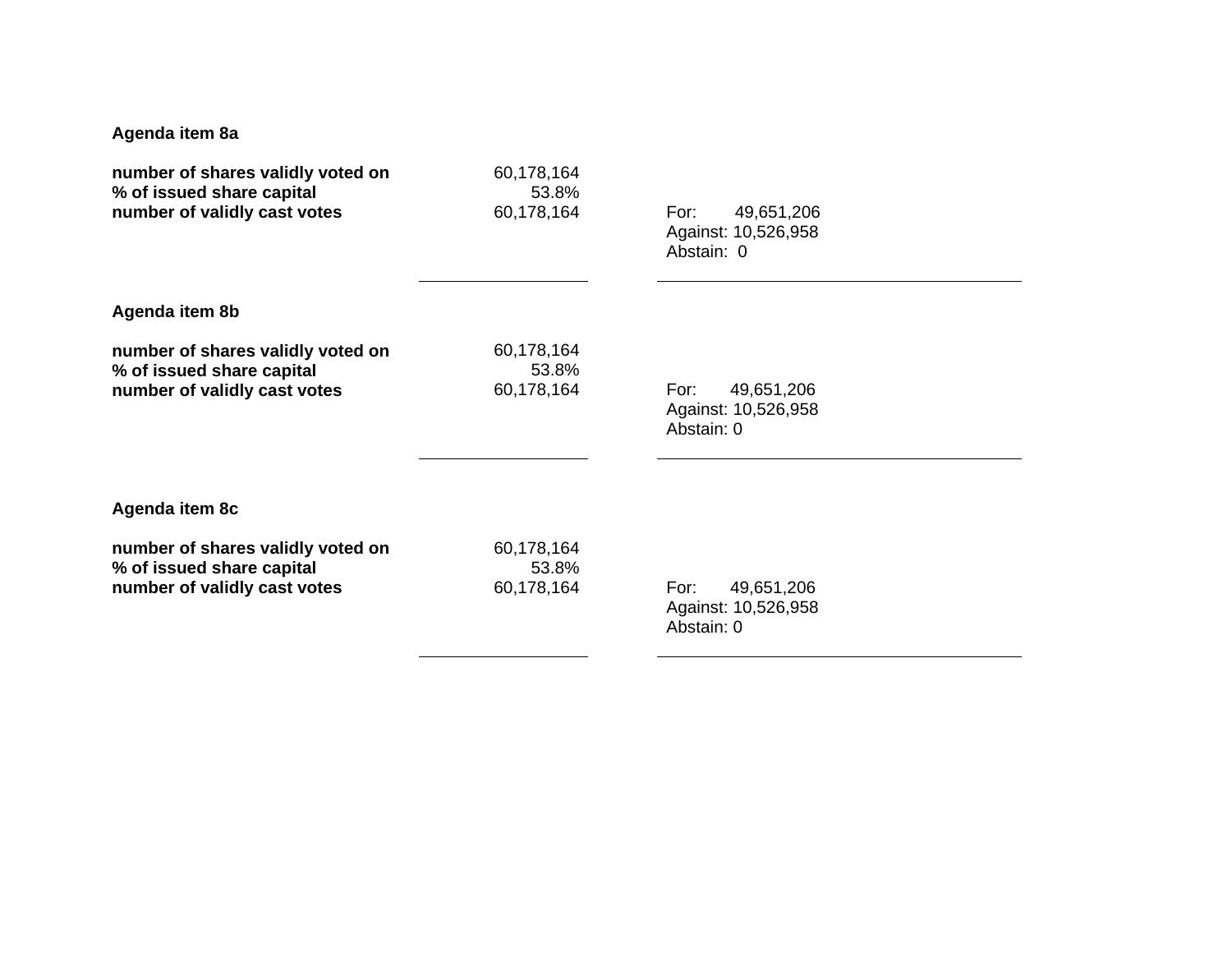**Agenda item 8a**

| | | |
|---|---|---|
| **number of shares validly voted on** | 60,178,164 | |
| **% of issued share capital** | 53.8% | |
| **number of validly cast votes** | 60,178,164 | For: 49,651,206<br>Against: 10,526,958<br>Abstain: 0 |

**Agenda item 8b**

| | | |
|---|---|---|
| **number of shares validly voted on** | 60,178,164 | |
| **% of issued share capital** | 53.8% | |
| **number of validly cast votes** | 60,178,164 | For: 49,651,206<br>Against: 10,526,958<br>Abstain: 0 |

**Agenda item 8c**

| | | |
|---|---|---|
| **number of shares validly voted on** | 60,178,164 | |
| **% of issued share capital** | 53.8% | |
| **number of validly cast votes** | 60,178,164 | For: 49,651,206<br>Against: 10,526,958<br>Abstain: 0 |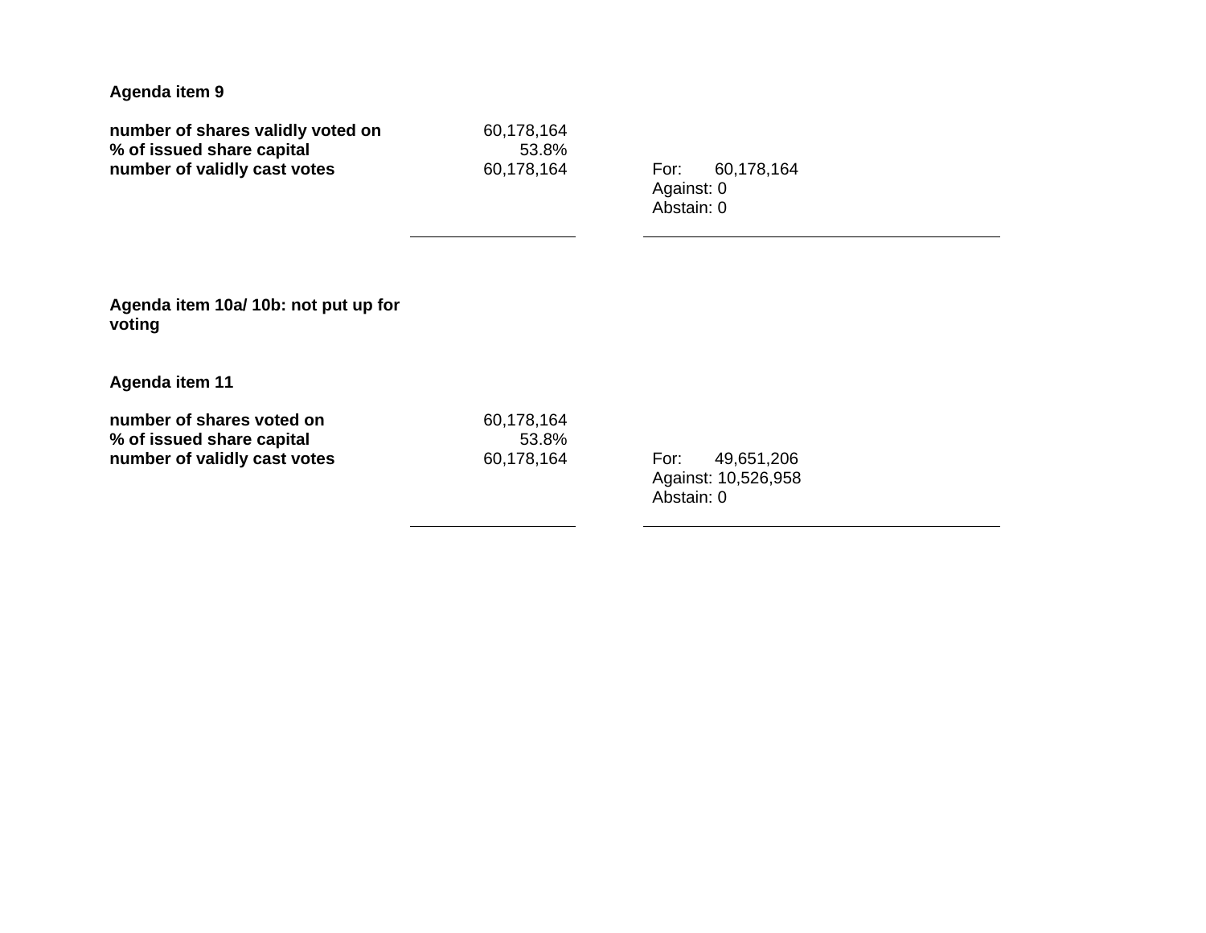**Agenda item 9**

| | | |
|---|---|---|
| **number of shares validly voted on** | 60,178,164 | |
| **% of issued share capital** | 53.8% | |
| **number of validly cast votes** | 60,178,164 | For: 60,178,164<br>Against: 0<br>Abstain: 0 |

**Agenda item 10a/ 10b: not put up for voting**

**Agenda item 11**

| | | |
|---|---|---|
| **number of shares voted on** | 60,178,164 | |
| **% of issued share capital** | 53.8% | |
| **number of validly cast votes** | 60,178,164 | For: 49,651,206<br>Against: 10,526,958<br>Abstain: 0 |